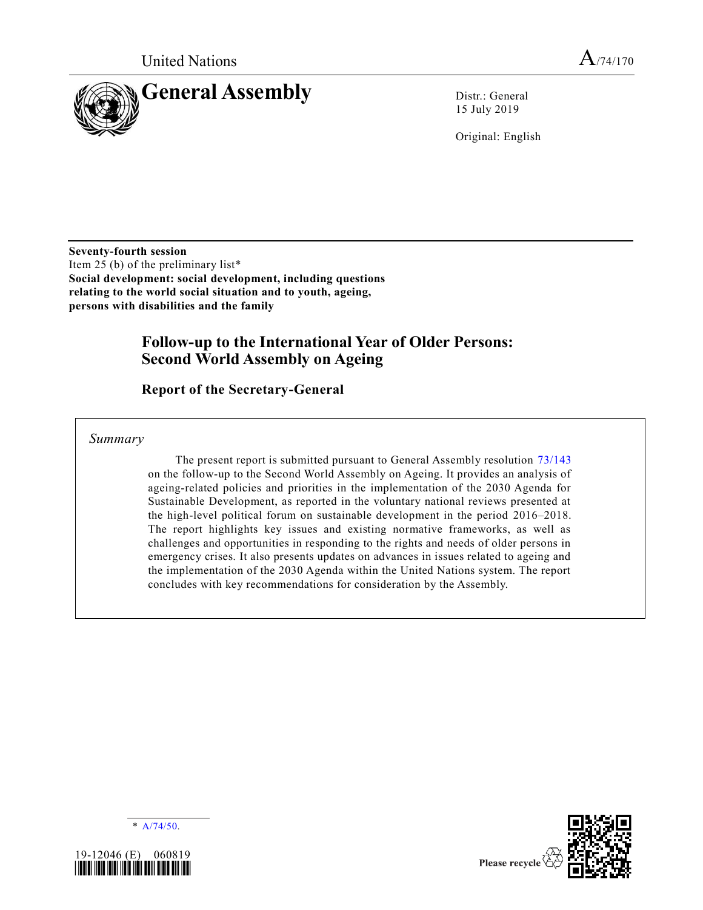United Nations

A/74/170

# General Assembly

Distr.: General
15 July 2019

Original: English

**Seventy-fourth session**
Item 25 (b) of the preliminary list*
**Social development: social development, including questions relating to the world social situation and to youth, ageing, persons with disabilities and the family**

# Follow-up to the International Year of Older Persons: Second World Assembly on Ageing

## Report of the Secretary-General

*Summary*

The present report is submitted pursuant to General Assembly resolution 73/143 on the follow-up to the Second World Assembly on Ageing. It provides an analysis of ageing-related policies and priorities in the implementation of the 2030 Agenda for Sustainable Development, as reported in the voluntary national reviews presented at the high-level political forum on sustainable development in the period 2016–2018. The report highlights key issues and existing normative frameworks, as well as challenges and opportunities in responding to the rights and needs of older persons in emergency crises. It also presents updates on advances in issues related to ageing and the implementation of the 2030 Agenda within the United Nations system. The report concludes with key recommendations for consideration by the Assembly.

\* A/74/50.

19-12046 (E) 060819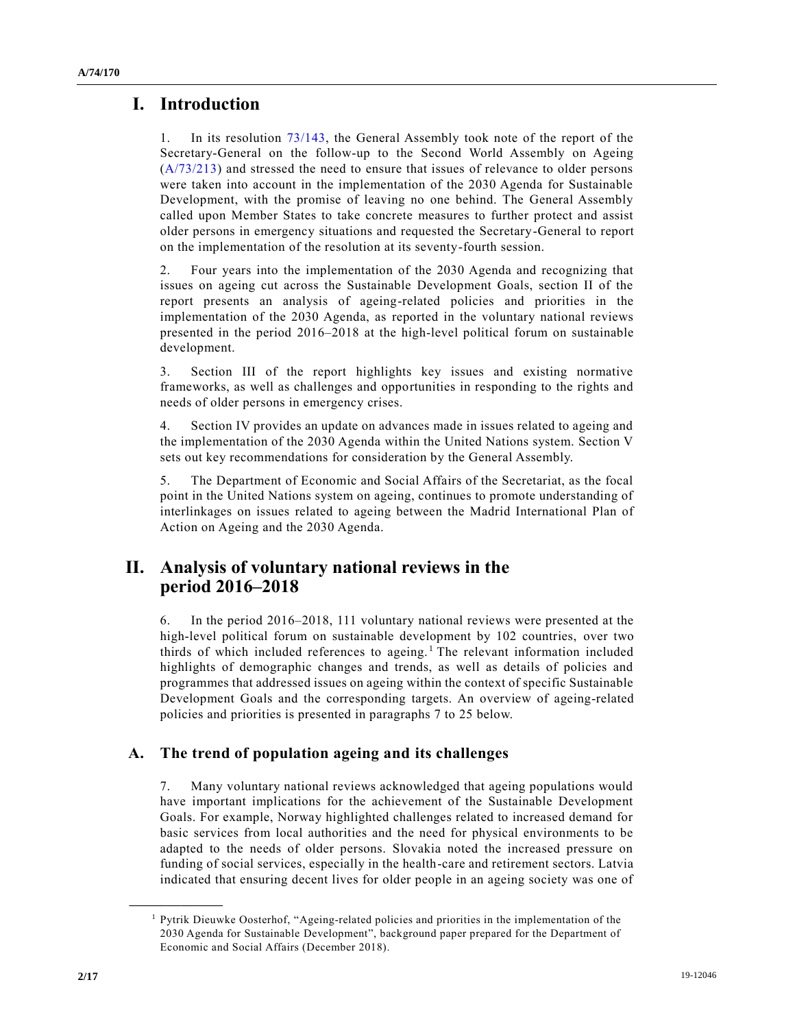# I. Introduction

1. In its resolution 73/143, the General Assembly took note of the report of the Secretary-General on the follow-up to the Second World Assembly on Ageing (A/73/213) and stressed the need to ensure that issues of relevance to older persons were taken into account in the implementation of the 2030 Agenda for Sustainable Development, with the promise of leaving no one behind. The General Assembly called upon Member States to take concrete measures to further protect and assist older persons in emergency situations and requested the Secretary-General to report on the implementation of the resolution at its seventy-fourth session.

2. Four years into the implementation of the 2030 Agenda and recognizing that issues on ageing cut across the Sustainable Development Goals, section II of the report presents an analysis of ageing-related policies and priorities in the implementation of the 2030 Agenda, as reported in the voluntary national reviews presented in the period 2016–2018 at the high-level political forum on sustainable development.

3. Section III of the report highlights key issues and existing normative frameworks, as well as challenges and opportunities in responding to the rights and needs of older persons in emergency crises.

4. Section IV provides an update on advances made in issues related to ageing and the implementation of the 2030 Agenda within the United Nations system. Section V sets out key recommendations for consideration by the General Assembly.

5. The Department of Economic and Social Affairs of the Secretariat, as the focal point in the United Nations system on ageing, continues to promote understanding of interlinkages on issues related to ageing between the Madrid International Plan of Action on Ageing and the 2030 Agenda.

# II. Analysis of voluntary national reviews in the period 2016–2018

6. In the period 2016–2018, 111 voluntary national reviews were presented at the high-level political forum on sustainable development by 102 countries, over two thirds of which included references to ageing.[1] The relevant information included highlights of demographic changes and trends, as well as details of policies and programmes that addressed issues on ageing within the context of specific Sustainable Development Goals and the corresponding targets. An overview of ageing-related policies and priorities is presented in paragraphs 7 to 25 below.

## A. The trend of population ageing and its challenges

7. Many voluntary national reviews acknowledged that ageing populations would have important implications for the achievement of the Sustainable Development Goals. For example, Norway highlighted challenges related to increased demand for basic services from local authorities and the need for physical environments to be adapted to the needs of older persons. Slovakia noted the increased pressure on funding of social services, especially in the health-care and retirement sectors. Latvia indicated that ensuring decent lives for older people in an ageing society was one of

[1] Pytrik Dieuwke Oosterhof, "Ageing-related policies and priorities in the implementation of the 2030 Agenda for Sustainable Development", background paper prepared for the Department of Economic and Social Affairs (December 2018).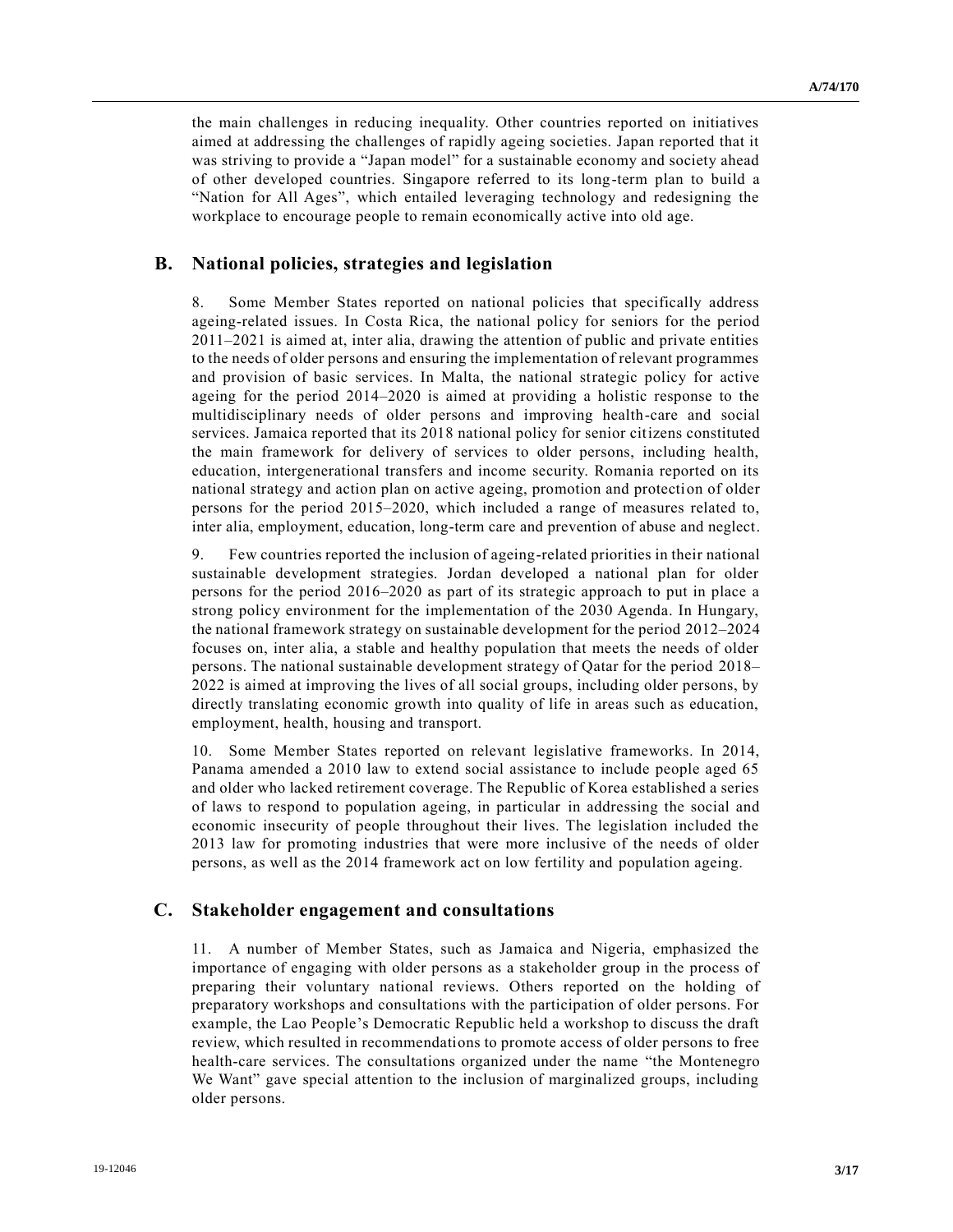the main challenges in reducing inequality. Other countries reported on initiatives aimed at addressing the challenges of rapidly ageing societies. Japan reported that it was striving to provide a "Japan model" for a sustainable economy and society ahead of other developed countries. Singapore referred to its long-term plan to build a "Nation for All Ages", which entailed leveraging technology and redesigning the workplace to encourage people to remain economically active into old age.

## B. National policies, strategies and legislation

8. Some Member States reported on national policies that specifically address ageing-related issues. In Costa Rica, the national policy for seniors for the period 2011–2021 is aimed at, inter alia, drawing the attention of public and private entities to the needs of older persons and ensuring the implementation of relevant programmes and provision of basic services. In Malta, the national strategic policy for active ageing for the period 2014–2020 is aimed at providing a holistic response to the multidisciplinary needs of older persons and improving health-care and social services. Jamaica reported that its 2018 national policy for senior citizens constituted the main framework for delivery of services to older persons, including health, education, intergenerational transfers and income security. Romania reported on its national strategy and action plan on active ageing, promotion and protection of older persons for the period 2015–2020, which included a range of measures related to, inter alia, employment, education, long-term care and prevention of abuse and neglect.

9. Few countries reported the inclusion of ageing-related priorities in their national sustainable development strategies. Jordan developed a national plan for older persons for the period 2016–2020 as part of its strategic approach to put in place a strong policy environment for the implementation of the 2030 Agenda. In Hungary, the national framework strategy on sustainable development for the period 2012–2024 focuses on, inter alia, a stable and healthy population that meets the needs of older persons. The national sustainable development strategy of Qatar for the period 2018–2022 is aimed at improving the lives of all social groups, including older persons, by directly translating economic growth into quality of life in areas such as education, employment, health, housing and transport.

10. Some Member States reported on relevant legislative frameworks. In 2014, Panama amended a 2010 law to extend social assistance to include people aged 65 and older who lacked retirement coverage. The Republic of Korea established a series of laws to respond to population ageing, in particular in addressing the social and economic insecurity of people throughout their lives. The legislation included the 2013 law for promoting industries that were more inclusive of the needs of older persons, as well as the 2014 framework act on low fertility and population ageing.

## C. Stakeholder engagement and consultations

11. A number of Member States, such as Jamaica and Nigeria, emphasized the importance of engaging with older persons as a stakeholder group in the process of preparing their voluntary national reviews. Others reported on the holding of preparatory workshops and consultations with the participation of older persons. For example, the Lao People's Democratic Republic held a workshop to discuss the draft review, which resulted in recommendations to promote access of older persons to free health-care services. The consultations organized under the name "the Montenegro We Want" gave special attention to the inclusion of marginalized groups, including older persons.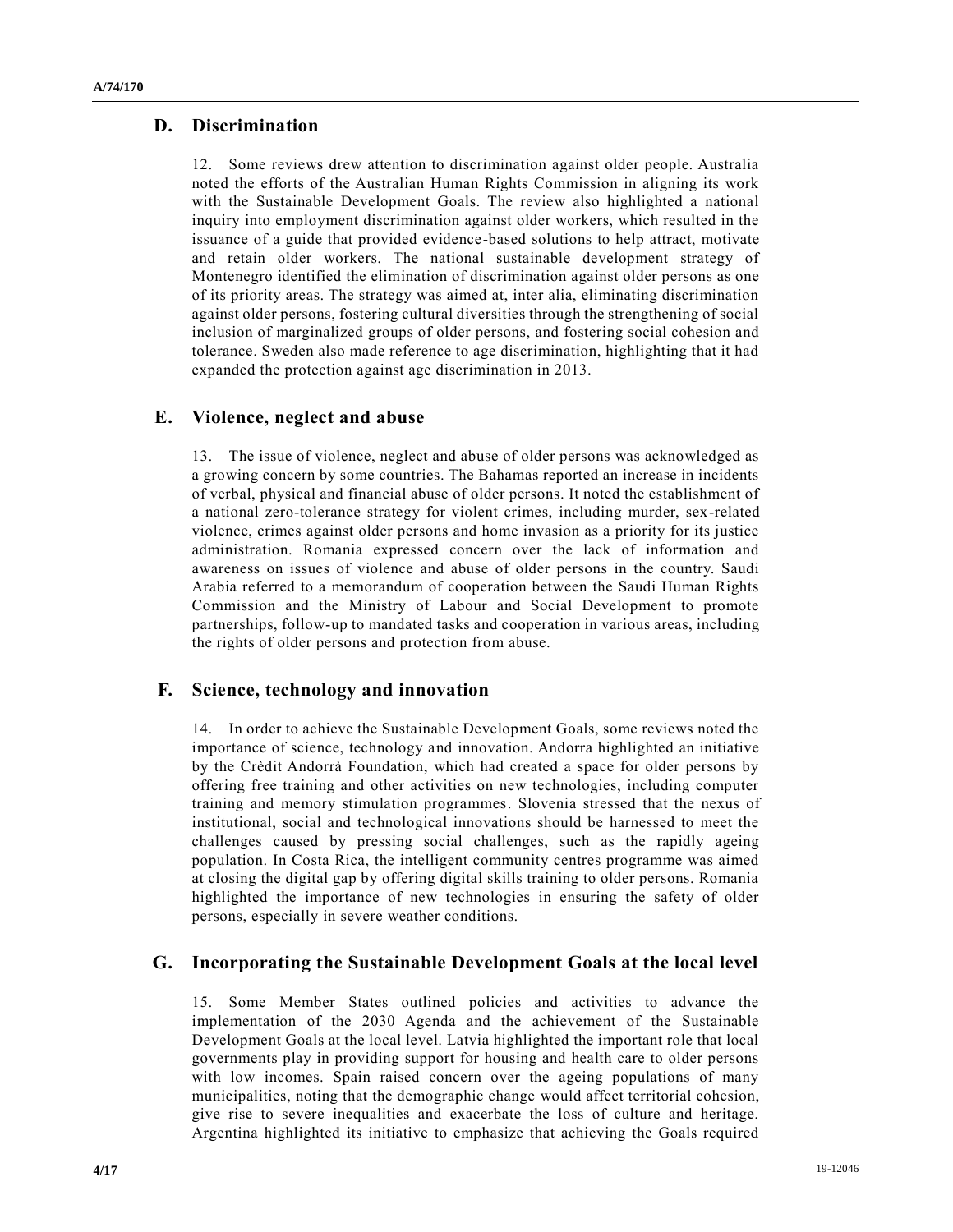## D. Discrimination

12. Some reviews drew attention to discrimination against older people. Australia noted the efforts of the Australian Human Rights Commission in aligning its work with the Sustainable Development Goals. The review also highlighted a national inquiry into employment discrimination against older workers, which resulted in the issuance of a guide that provided evidence-based solutions to help attract, motivate and retain older workers. The national sustainable development strategy of Montenegro identified the elimination of discrimination against older persons as one of its priority areas. The strategy was aimed at, inter alia, eliminating discrimination against older persons, fostering cultural diversities through the strengthening of social inclusion of marginalized groups of older persons, and fostering social cohesion and tolerance. Sweden also made reference to age discrimination, highlighting that it had expanded the protection against age discrimination in 2013.

## E. Violence, neglect and abuse

13. The issue of violence, neglect and abuse of older persons was acknowledged as a growing concern by some countries. The Bahamas reported an increase in incidents of verbal, physical and financial abuse of older persons. It noted the establishment of a national zero-tolerance strategy for violent crimes, including murder, sex-related violence, crimes against older persons and home invasion as a priority for its justice administration. Romania expressed concern over the lack of information and awareness on issues of violence and abuse of older persons in the country. Saudi Arabia referred to a memorandum of cooperation between the Saudi Human Rights Commission and the Ministry of Labour and Social Development to promote partnerships, follow-up to mandated tasks and cooperation in various areas, including the rights of older persons and protection from abuse.

## F. Science, technology and innovation

14. In order to achieve the Sustainable Development Goals, some reviews noted the importance of science, technology and innovation. Andorra highlighted an initiative by the Crèdit Andorrà Foundation, which had created a space for older persons by offering free training and other activities on new technologies, including computer training and memory stimulation programmes. Slovenia stressed that the nexus of institutional, social and technological innovations should be harnessed to meet the challenges caused by pressing social challenges, such as the rapidly ageing population. In Costa Rica, the intelligent community centres programme was aimed at closing the digital gap by offering digital skills training to older persons. Romania highlighted the importance of new technologies in ensuring the safety of older persons, especially in severe weather conditions.

## G. Incorporating the Sustainable Development Goals at the local level

15. Some Member States outlined policies and activities to advance the implementation of the 2030 Agenda and the achievement of the Sustainable Development Goals at the local level. Latvia highlighted the important role that local governments play in providing support for housing and health care to older persons with low incomes. Spain raised concern over the ageing populations of many municipalities, noting that the demographic change would affect territorial cohesion, give rise to severe inequalities and exacerbate the loss of culture and heritage. Argentina highlighted its initiative to emphasize that achieving the Goals required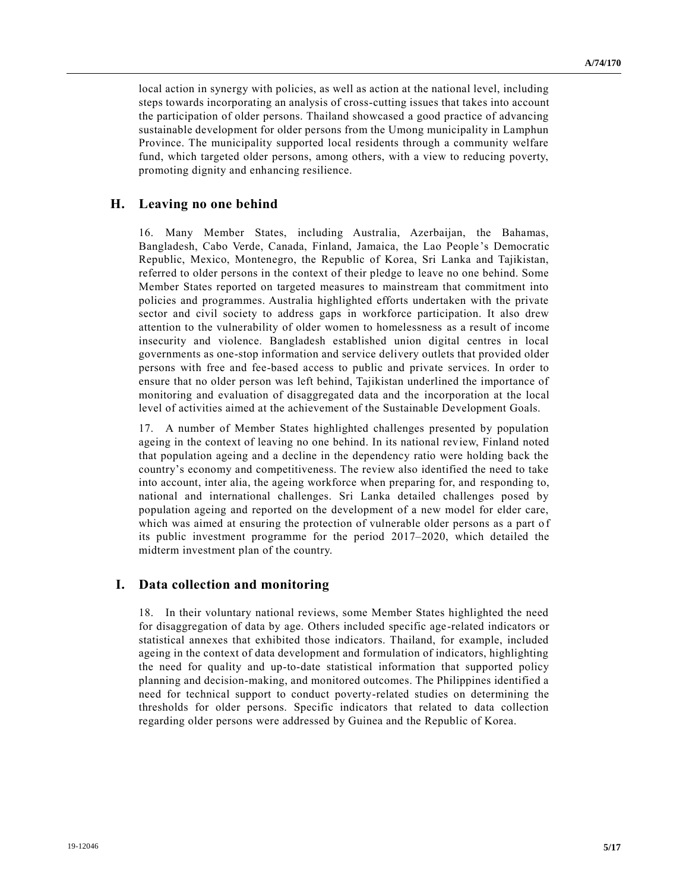local action in synergy with policies, as well as action at the national level, including steps towards incorporating an analysis of cross-cutting issues that takes into account the participation of older persons. Thailand showcased a good practice of advancing sustainable development for older persons from the Umong municipality in Lamphun Province. The municipality supported local residents through a community welfare fund, which targeted older persons, among others, with a view to reducing poverty, promoting dignity and enhancing resilience.

## H. Leaving no one behind

16. Many Member States, including Australia, Azerbaijan, the Bahamas, Bangladesh, Cabo Verde, Canada, Finland, Jamaica, the Lao People's Democratic Republic, Mexico, Montenegro, the Republic of Korea, Sri Lanka and Tajikistan, referred to older persons in the context of their pledge to leave no one behind. Some Member States reported on targeted measures to mainstream that commitment into policies and programmes. Australia highlighted efforts undertaken with the private sector and civil society to address gaps in workforce participation. It also drew attention to the vulnerability of older women to homelessness as a result of income insecurity and violence. Bangladesh established union digital centres in local governments as one-stop information and service delivery outlets that provided older persons with free and fee-based access to public and private services. In order to ensure that no older person was left behind, Tajikistan underlined the importance of monitoring and evaluation of disaggregated data and the incorporation at the local level of activities aimed at the achievement of the Sustainable Development Goals.

17. A number of Member States highlighted challenges presented by population ageing in the context of leaving no one behind. In its national review, Finland noted that population ageing and a decline in the dependency ratio were holding back the country's economy and competitiveness. The review also identified the need to take into account, inter alia, the ageing workforce when preparing for, and responding to, national and international challenges. Sri Lanka detailed challenges posed by population ageing and reported on the development of a new model for elder care, which was aimed at ensuring the protection of vulnerable older persons as a part of its public investment programme for the period 2017–2020, which detailed the midterm investment plan of the country.

## I. Data collection and monitoring

18. In their voluntary national reviews, some Member States highlighted the need for disaggregation of data by age. Others included specific age-related indicators or statistical annexes that exhibited those indicators. Thailand, for example, included ageing in the context of data development and formulation of indicators, highlighting the need for quality and up-to-date statistical information that supported policy planning and decision-making, and monitored outcomes. The Philippines identified a need for technical support to conduct poverty-related studies on determining the thresholds for older persons. Specific indicators that related to data collection regarding older persons were addressed by Guinea and the Republic of Korea.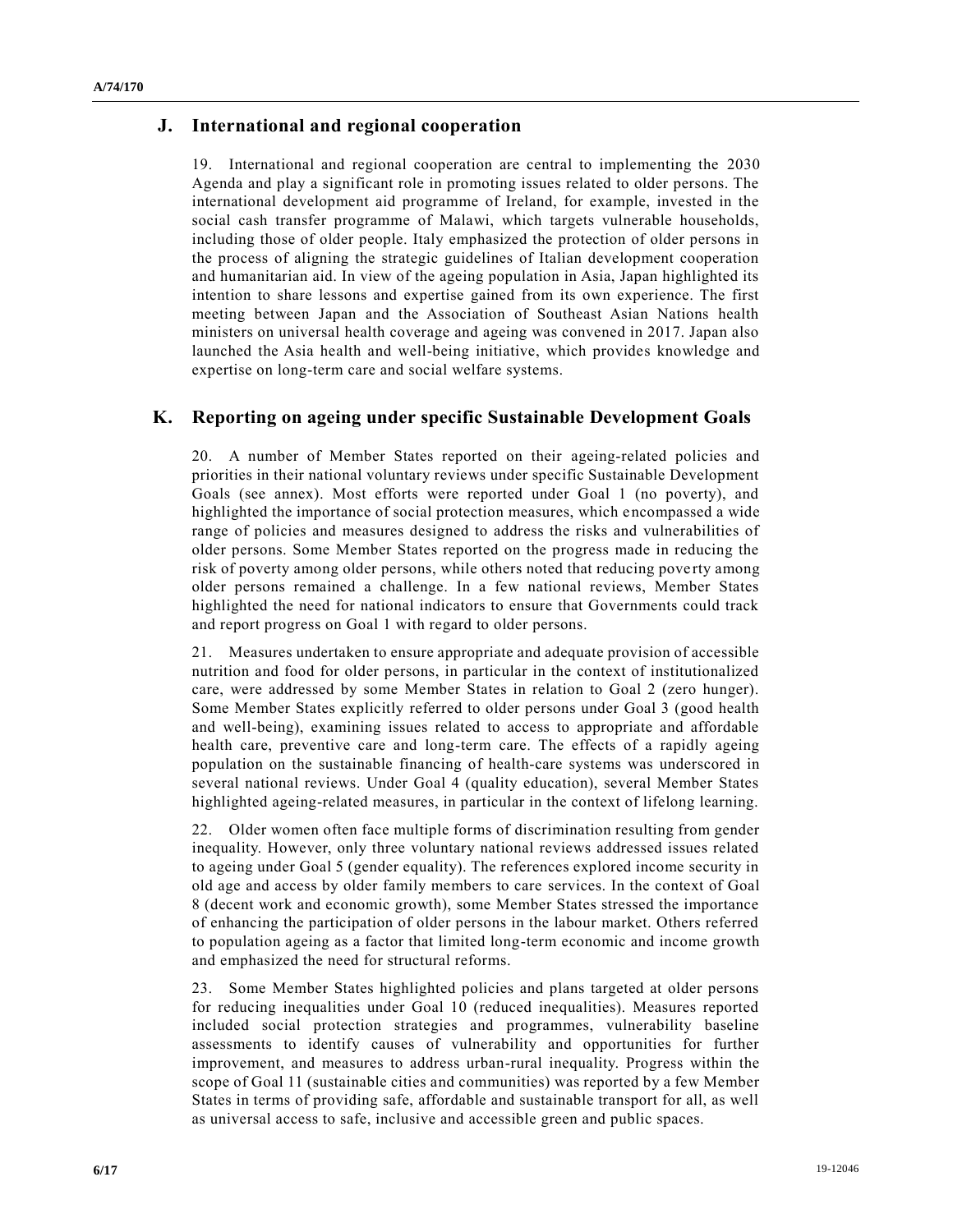## J. International and regional cooperation

19. International and regional cooperation are central to implementing the 2030 Agenda and play a significant role in promoting issues related to older persons. The international development aid programme of Ireland, for example, invested in the social cash transfer programme of Malawi, which targets vulnerable households, including those of older people. Italy emphasized the protection of older persons in the process of aligning the strategic guidelines of Italian development cooperation and humanitarian aid. In view of the ageing population in Asia, Japan highlighted its intention to share lessons and expertise gained from its own experience. The first meeting between Japan and the Association of Southeast Asian Nations health ministers on universal health coverage and ageing was convened in 2017. Japan also launched the Asia health and well-being initiative, which provides knowledge and expertise on long-term care and social welfare systems.

## K. Reporting on ageing under specific Sustainable Development Goals

20. A number of Member States reported on their ageing-related policies and priorities in their national voluntary reviews under specific Sustainable Development Goals (see annex). Most efforts were reported under Goal 1 (no poverty), and highlighted the importance of social protection measures, which encompassed a wide range of policies and measures designed to address the risks and vulnerabilities of older persons. Some Member States reported on the progress made in reducing the risk of poverty among older persons, while others noted that reducing poverty among older persons remained a challenge. In a few national reviews, Member States highlighted the need for national indicators to ensure that Governments could track and report progress on Goal 1 with regard to older persons.

21. Measures undertaken to ensure appropriate and adequate provision of accessible nutrition and food for older persons, in particular in the context of institutionalized care, were addressed by some Member States in relation to Goal 2 (zero hunger). Some Member States explicitly referred to older persons under Goal 3 (good health and well-being), examining issues related to access to appropriate and affordable health care, preventive care and long-term care. The effects of a rapidly ageing population on the sustainable financing of health-care systems was underscored in several national reviews. Under Goal 4 (quality education), several Member States highlighted ageing-related measures, in particular in the context of lifelong learning.

22. Older women often face multiple forms of discrimination resulting from gender inequality. However, only three voluntary national reviews addressed issues related to ageing under Goal 5 (gender equality). The references explored income security in old age and access by older family members to care services. In the context of Goal 8 (decent work and economic growth), some Member States stressed the importance of enhancing the participation of older persons in the labour market. Others referred to population ageing as a factor that limited long-term economic and income growth and emphasized the need for structural reforms.

23. Some Member States highlighted policies and plans targeted at older persons for reducing inequalities under Goal 10 (reduced inequalities). Measures reported included social protection strategies and programmes, vulnerability baseline assessments to identify causes of vulnerability and opportunities for further improvement, and measures to address urban-rural inequality. Progress within the scope of Goal 11 (sustainable cities and communities) was reported by a few Member States in terms of providing safe, affordable and sustainable transport for all, as well as universal access to safe, inclusive and accessible green and public spaces.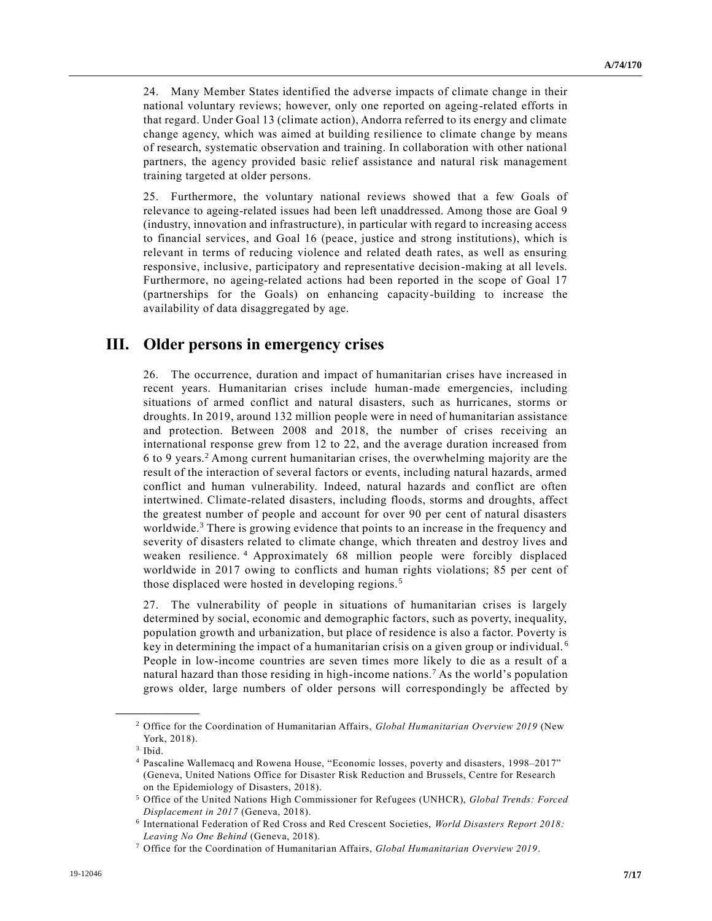24. Many Member States identified the adverse impacts of climate change in their national voluntary reviews; however, only one reported on ageing-related efforts in that regard. Under Goal 13 (climate action), Andorra referred to its energy and climate change agency, which was aimed at building resilience to climate change by means of research, systematic observation and training. In collaboration with other national partners, the agency provided basic relief assistance and natural risk management training targeted at older persons.

25. Furthermore, the voluntary national reviews showed that a few Goals of relevance to ageing-related issues had been left unaddressed. Among those are Goal 9 (industry, innovation and infrastructure), in particular with regard to increasing access to financial services, and Goal 16 (peace, justice and strong institutions), which is relevant in terms of reducing violence and related death rates, as well as ensuring responsive, inclusive, participatory and representative decision-making at all levels. Furthermore, no ageing-related actions had been reported in the scope of Goal 17 (partnerships for the Goals) on enhancing capacity-building to increase the availability of data disaggregated by age.

## III. Older persons in emergency crises

26. The occurrence, duration and impact of humanitarian crises have increased in recent years. Humanitarian crises include human-made emergencies, including situations of armed conflict and natural disasters, such as hurricanes, storms or droughts. In 2019, around 132 million people were in need of humanitarian assistance and protection. Between 2008 and 2018, the number of crises receiving an international response grew from 12 to 22, and the average duration increased from 6 to 9 years.[2] Among current humanitarian crises, the overwhelming majority are the result of the interaction of several factors or events, including natural hazards, armed conflict and human vulnerability. Indeed, natural hazards and conflict are often intertwined. Climate-related disasters, including floods, storms and droughts, affect the greatest number of people and account for over 90 per cent of natural disasters worldwide.[3] There is growing evidence that points to an increase in the frequency and severity of disasters related to climate change, which threaten and destroy lives and weaken resilience.[4] Approximately 68 million people were forcibly displaced worldwide in 2017 owing to conflicts and human rights violations; 85 per cent of those displaced were hosted in developing regions.[5]

27. The vulnerability of people in situations of humanitarian crises is largely determined by social, economic and demographic factors, such as poverty, inequality, population growth and urbanization, but place of residence is also a factor. Poverty is key in determining the impact of a humanitarian crisis on a given group or individual.[6] People in low-income countries are seven times more likely to die as a result of a natural hazard than those residing in high-income nations.[7] As the world's population grows older, large numbers of older persons will correspondingly be affected by

---

[2] Office for the Coordination of Humanitarian Affairs, *Global Humanitarian Overview 2019* (New York, 2018).

[3] Ibid.

[4] Pascaline Wallemacq and Rowena House, "Economic losses, poverty and disasters, 1998–2017" (Geneva, United Nations Office for Disaster Risk Reduction and Brussels, Centre for Research on the Epidemiology of Disasters, 2018).

[5] Office of the United Nations High Commissioner for Refugees (UNHCR), *Global Trends: Forced Displacement in 2017* (Geneva, 2018).

[6] International Federation of Red Cross and Red Crescent Societies, *World Disasters Report 2018: Leaving No One Behind* (Geneva, 2018).

[7] Office for the Coordination of Humanitarian Affairs, *Global Humanitarian Overview 2019*.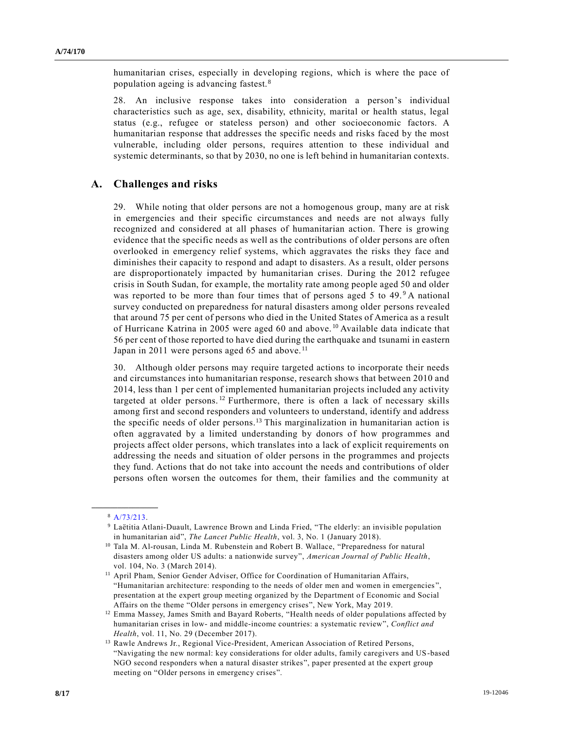humanitarian crises, especially in developing regions, which is where the pace of population ageing is advancing fastest.[8]

28. An inclusive response takes into consideration a person's individual characteristics such as age, sex, disability, ethnicity, marital or health status, legal status (e.g., refugee or stateless person) and other socioeconomic factors. A humanitarian response that addresses the specific needs and risks faced by the most vulnerable, including older persons, requires attention to these individual and systemic determinants, so that by 2030, no one is left behind in humanitarian contexts.

## A. Challenges and risks

29. While noting that older persons are not a homogenous group, many are at risk in emergencies and their specific circumstances and needs are not always fully recognized and considered at all phases of humanitarian action. There is growing evidence that the specific needs as well as the contributions of older persons are often overlooked in emergency relief systems, which aggravates the risks they face and diminishes their capacity to respond and adapt to disasters. As a result, older persons are disproportionately impacted by humanitarian crises. During the 2012 refugee crisis in South Sudan, for example, the mortality rate among people aged 50 and older was reported to be more than four times that of persons aged 5 to 49.[9] A national survey conducted on preparedness for natural disasters among older persons revealed that around 75 per cent of persons who died in the United States of America as a result of Hurricane Katrina in 2005 were aged 60 and above.[10] Available data indicate that 56 per cent of those reported to have died during the earthquake and tsunami in eastern Japan in 2011 were persons aged 65 and above.[11]

30. Although older persons may require targeted actions to incorporate their needs and circumstances into humanitarian response, research shows that between 2010 and 2014, less than 1 per cent of implemented humanitarian projects included any activity targeted at older persons.[12] Furthermore, there is often a lack of necessary skills among first and second responders and volunteers to understand, identify and address the specific needs of older persons.[13] This marginalization in humanitarian action is often aggravated by a limited understanding by donors of how programmes and projects affect older persons, which translates into a lack of explicit requirements on addressing the needs and situation of older persons in the programmes and projects they fund. Actions that do not take into account the needs and contributions of older persons often worsen the outcomes for them, their families and the community at

---

[8] A/73/213.

[9] Laëtitia Atlani-Duault, Lawrence Brown and Linda Fried, "The elderly: an invisible population in humanitarian aid", *The Lancet Public Health*, vol. 3, No. 1 (January 2018).

[10] Tala M. Al-rousan, Linda M. Rubenstein and Robert B. Wallace, "Preparedness for natural disasters among older US adults: a nationwide survey", *American Journal of Public Health*, vol. 104, No. 3 (March 2014).

[11] April Pham, Senior Gender Adviser, Office for Coordination of Humanitarian Affairs, "Humanitarian architecture: responding to the needs of older men and women in emergencies", presentation at the expert group meeting organized by the Department of Economic and Social Affairs on the theme "Older persons in emergency crises", New York, May 2019.

[12] Emma Massey, James Smith and Bayard Roberts, "Health needs of older populations affected by humanitarian crises in low- and middle-income countries: a systematic review", *Conflict and Health*, vol. 11, No. 29 (December 2017).

[13] Rawle Andrews Jr., Regional Vice-President, American Association of Retired Persons, "Navigating the new normal: key considerations for older adults, family caregivers and US-based NGO second responders when a natural disaster strikes", paper presented at the expert group meeting on "Older persons in emergency crises".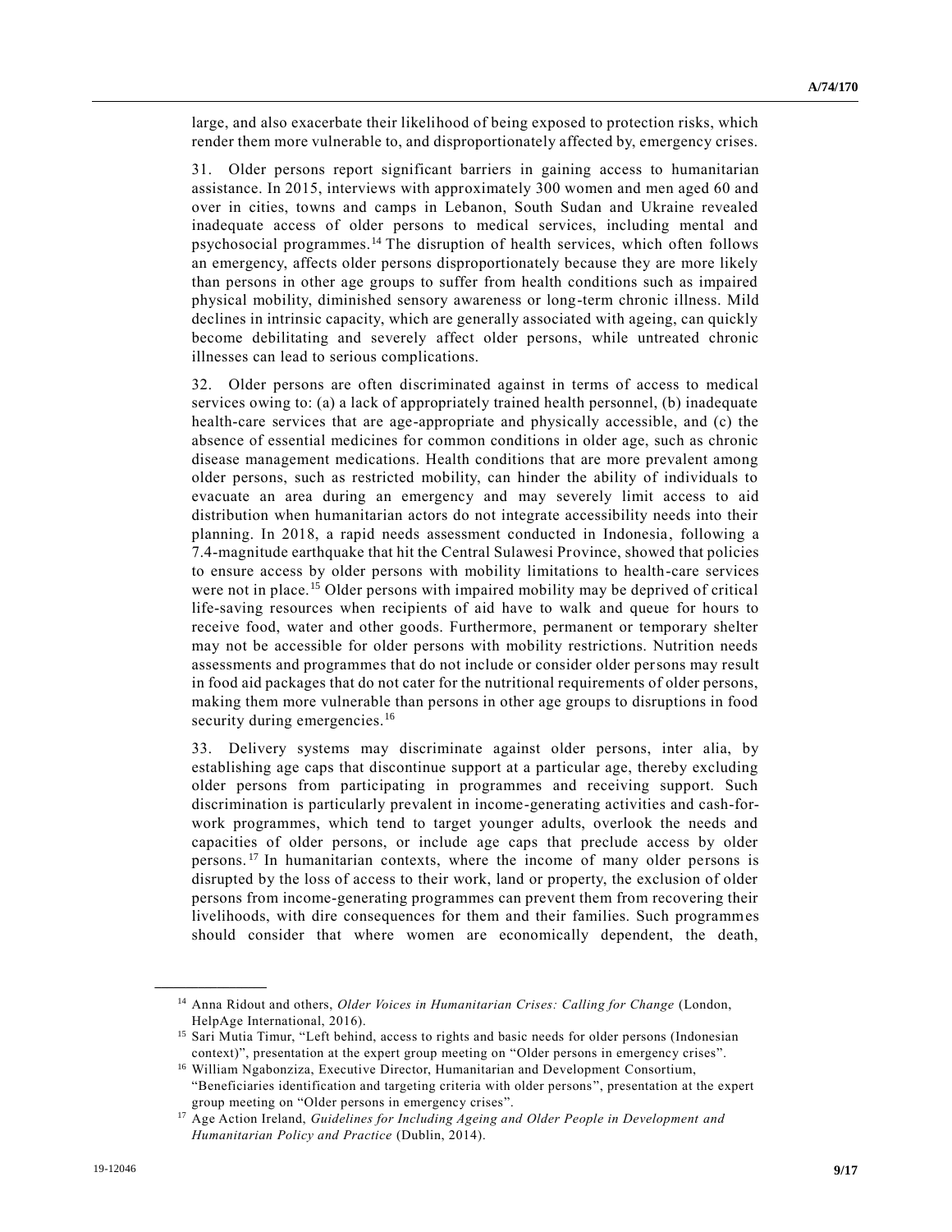large, and also exacerbate their likelihood of being exposed to protection risks, which render them more vulnerable to, and disproportionately affected by, emergency crises.

31. Older persons report significant barriers in gaining access to humanitarian assistance. In 2015, interviews with approximately 300 women and men aged 60 and over in cities, towns and camps in Lebanon, South Sudan and Ukraine revealed inadequate access of older persons to medical services, including mental and psychosocial programmes.[14] The disruption of health services, which often follows an emergency, affects older persons disproportionately because they are more likely than persons in other age groups to suffer from health conditions such as impaired physical mobility, diminished sensory awareness or long-term chronic illness. Mild declines in intrinsic capacity, which are generally associated with ageing, can quickly become debilitating and severely affect older persons, while untreated chronic illnesses can lead to serious complications.

32. Older persons are often discriminated against in terms of access to medical services owing to: (a) a lack of appropriately trained health personnel, (b) inadequate health-care services that are age-appropriate and physically accessible, and (c) the absence of essential medicines for common conditions in older age, such as chronic disease management medications. Health conditions that are more prevalent among older persons, such as restricted mobility, can hinder the ability of individuals to evacuate an area during an emergency and may severely limit access to aid distribution when humanitarian actors do not integrate accessibility needs into their planning. In 2018, a rapid needs assessment conducted in Indonesia, following a 7.4-magnitude earthquake that hit the Central Sulawesi Province, showed that policies to ensure access by older persons with mobility limitations to health-care services were not in place.[15] Older persons with impaired mobility may be deprived of critical life-saving resources when recipients of aid have to walk and queue for hours to receive food, water and other goods. Furthermore, permanent or temporary shelter may not be accessible for older persons with mobility restrictions. Nutrition needs assessments and programmes that do not include or consider older persons may result in food aid packages that do not cater for the nutritional requirements of older persons, making them more vulnerable than persons in other age groups to disruptions in food security during emergencies.[16]

33. Delivery systems may discriminate against older persons, inter alia, by establishing age caps that discontinue support at a particular age, thereby excluding older persons from participating in programmes and receiving support. Such discrimination is particularly prevalent in income-generating activities and cash-for-work programmes, which tend to target younger adults, overlook the needs and capacities of older persons, or include age caps that preclude access by older persons.[17] In humanitarian contexts, where the income of many older persons is disrupted by the loss of access to their work, land or property, the exclusion of older persons from income-generating programmes can prevent them from recovering their livelihoods, with dire consequences for them and their families. Such programmes should consider that where women are economically dependent, the death,

---

[14] Anna Ridout and others, *Older Voices in Humanitarian Crises: Calling for Change* (London, HelpAge International, 2016).

[15] Sari Mutia Timur, "Left behind, access to rights and basic needs for older persons (Indonesian context)", presentation at the expert group meeting on "Older persons in emergency crises".

[16] William Ngabonziza, Executive Director, Humanitarian and Development Consortium, "Beneficiaries identification and targeting criteria with older persons", presentation at the expert group meeting on "Older persons in emergency crises".

[17] Age Action Ireland, *Guidelines for Including Ageing and Older People in Development and Humanitarian Policy and Practice* (Dublin, 2014).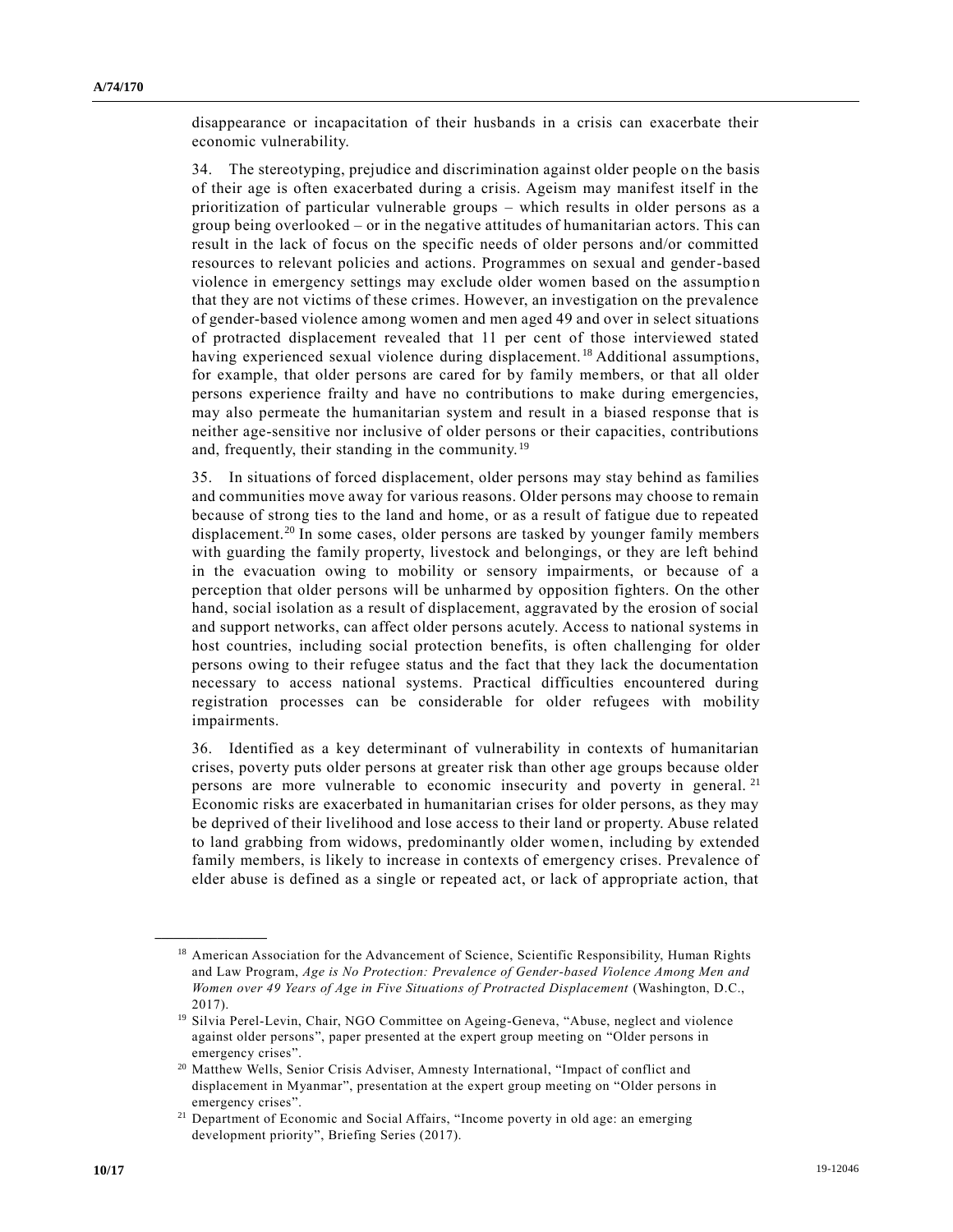disappearance or incapacitation of their husbands in a crisis can exacerbate their economic vulnerability.

34. The stereotyping, prejudice and discrimination against older people on the basis of their age is often exacerbated during a crisis. Ageism may manifest itself in the prioritization of particular vulnerable groups – which results in older persons as a group being overlooked – or in the negative attitudes of humanitarian actors. This can result in the lack of focus on the specific needs of older persons and/or committed resources to relevant policies and actions. Programmes on sexual and gender-based violence in emergency settings may exclude older women based on the assumption that they are not victims of these crimes. However, an investigation on the prevalence of gender-based violence among women and men aged 49 and over in select situations of protracted displacement revealed that 11 per cent of those interviewed stated having experienced sexual violence during displacement.[18] Additional assumptions, for example, that older persons are cared for by family members, or that all older persons experience frailty and have no contributions to make during emergencies, may also permeate the humanitarian system and result in a biased response that is neither age-sensitive nor inclusive of older persons or their capacities, contributions and, frequently, their standing in the community.[19]

35. In situations of forced displacement, older persons may stay behind as families and communities move away for various reasons. Older persons may choose to remain because of strong ties to the land and home, or as a result of fatigue due to repeated displacement.[20] In some cases, older persons are tasked by younger family members with guarding the family property, livestock and belongings, or they are left behind in the evacuation owing to mobility or sensory impairments, or because of a perception that older persons will be unharmed by opposition fighters. On the other hand, social isolation as a result of displacement, aggravated by the erosion of social and support networks, can affect older persons acutely. Access to national systems in host countries, including social protection benefits, is often challenging for older persons owing to their refugee status and the fact that they lack the documentation necessary to access national systems. Practical difficulties encountered during registration processes can be considerable for older refugees with mobility impairments.

36. Identified as a key determinant of vulnerability in contexts of humanitarian crises, poverty puts older persons at greater risk than other age groups because older persons are more vulnerable to economic insecurity and poverty in general.[21] Economic risks are exacerbated in humanitarian crises for older persons, as they may be deprived of their livelihood and lose access to their land or property. Abuse related to land grabbing from widows, predominantly older women, including by extended family members, is likely to increase in contexts of emergency crises. Prevalence of elder abuse is defined as a single or repeated act, or lack of appropriate action, that

---

[18] American Association for the Advancement of Science, Scientific Responsibility, Human Rights and Law Program, *Age is No Protection: Prevalence of Gender-based Violence Among Men and Women over 49 Years of Age in Five Situations of Protracted Displacement* (Washington, D.C., 2017).

[19] Silvia Perel-Levin, Chair, NGO Committee on Ageing-Geneva, "Abuse, neglect and violence against older persons", paper presented at the expert group meeting on "Older persons in emergency crises".

[20] Matthew Wells, Senior Crisis Adviser, Amnesty International, "Impact of conflict and displacement in Myanmar", presentation at the expert group meeting on "Older persons in emergency crises".

[21] Department of Economic and Social Affairs, "Income poverty in old age: an emerging development priority", Briefing Series (2017).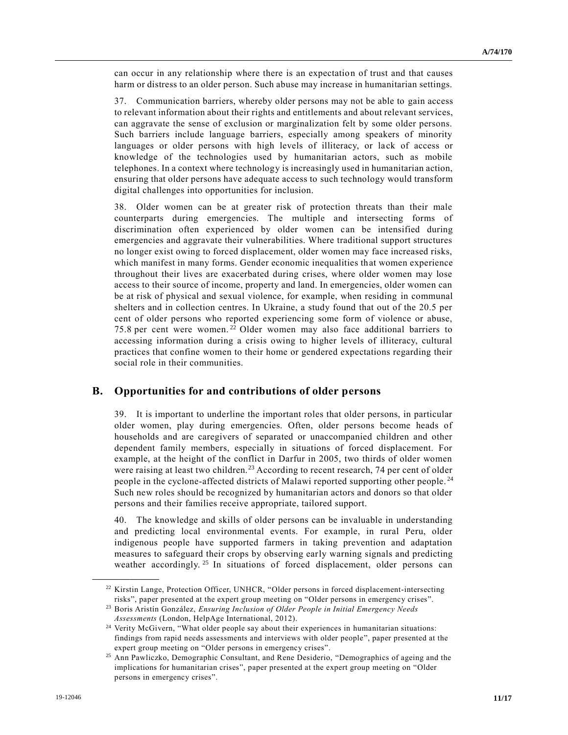can occur in any relationship where there is an expectation of trust and that causes harm or distress to an older person. Such abuse may increase in humanitarian settings.

37. Communication barriers, whereby older persons may not be able to gain access to relevant information about their rights and entitlements and about relevant services, can aggravate the sense of exclusion or marginalization felt by some older persons. Such barriers include language barriers, especially among speakers of minority languages or older persons with high levels of illiteracy, or lack of access or knowledge of the technologies used by humanitarian actors, such as mobile telephones. In a context where technology is increasingly used in humanitarian action, ensuring that older persons have adequate access to such technology would transform digital challenges into opportunities for inclusion.

38. Older women can be at greater risk of protection threats than their male counterparts during emergencies. The multiple and intersecting forms of discrimination often experienced by older women can be intensified during emergencies and aggravate their vulnerabilities. Where traditional support structures no longer exist owing to forced displacement, older women may face increased risks, which manifest in many forms. Gender economic inequalities that women experience throughout their lives are exacerbated during crises, where older women may lose access to their source of income, property and land. In emergencies, older women can be at risk of physical and sexual violence, for example, when residing in communal shelters and in collection centres. In Ukraine, a study found that out of the 20.5 per cent of older persons who reported experiencing some form of violence or abuse, 75.8 per cent were women.[22] Older women may also face additional barriers to accessing information during a crisis owing to higher levels of illiteracy, cultural practices that confine women to their home or gendered expectations regarding their social role in their communities.

## B. Opportunities for and contributions of older persons

39. It is important to underline the important roles that older persons, in particular older women, play during emergencies. Often, older persons become heads of households and are caregivers of separated or unaccompanied children and other dependent family members, especially in situations of forced displacement. For example, at the height of the conflict in Darfur in 2005, two thirds of older women were raising at least two children.[23] According to recent research, 74 per cent of older people in the cyclone-affected districts of Malawi reported supporting other people.[24] Such new roles should be recognized by humanitarian actors and donors so that older persons and their families receive appropriate, tailored support.

40. The knowledge and skills of older persons can be invaluable in understanding and predicting local environmental events. For example, in rural Peru, older indigenous people have supported farmers in taking prevention and adaptation measures to safeguard their crops by observing early warning signals and predicting weather accordingly.[25] In situations of forced displacement, older persons can

---

[22] Kirstin Lange, Protection Officer, UNHCR, "Older persons in forced displacement-intersecting risks", paper presented at the expert group meeting on "Older persons in emergency crises".

[23] Boris Aristín González, *Ensuring Inclusion of Older People in Initial Emergency Needs Assessments* (London, HelpAge International, 2012).

[24] Verity McGivern, "What older people say about their experiences in humanitarian situations: findings from rapid needs assessments and interviews with older people", paper presented at the expert group meeting on "Older persons in emergency crises".

[25] Ann Pawliczko, Demographic Consultant, and Rene Desiderio, "Demographics of ageing and the implications for humanitarian crises", paper presented at the expert group meeting on "Older persons in emergency crises".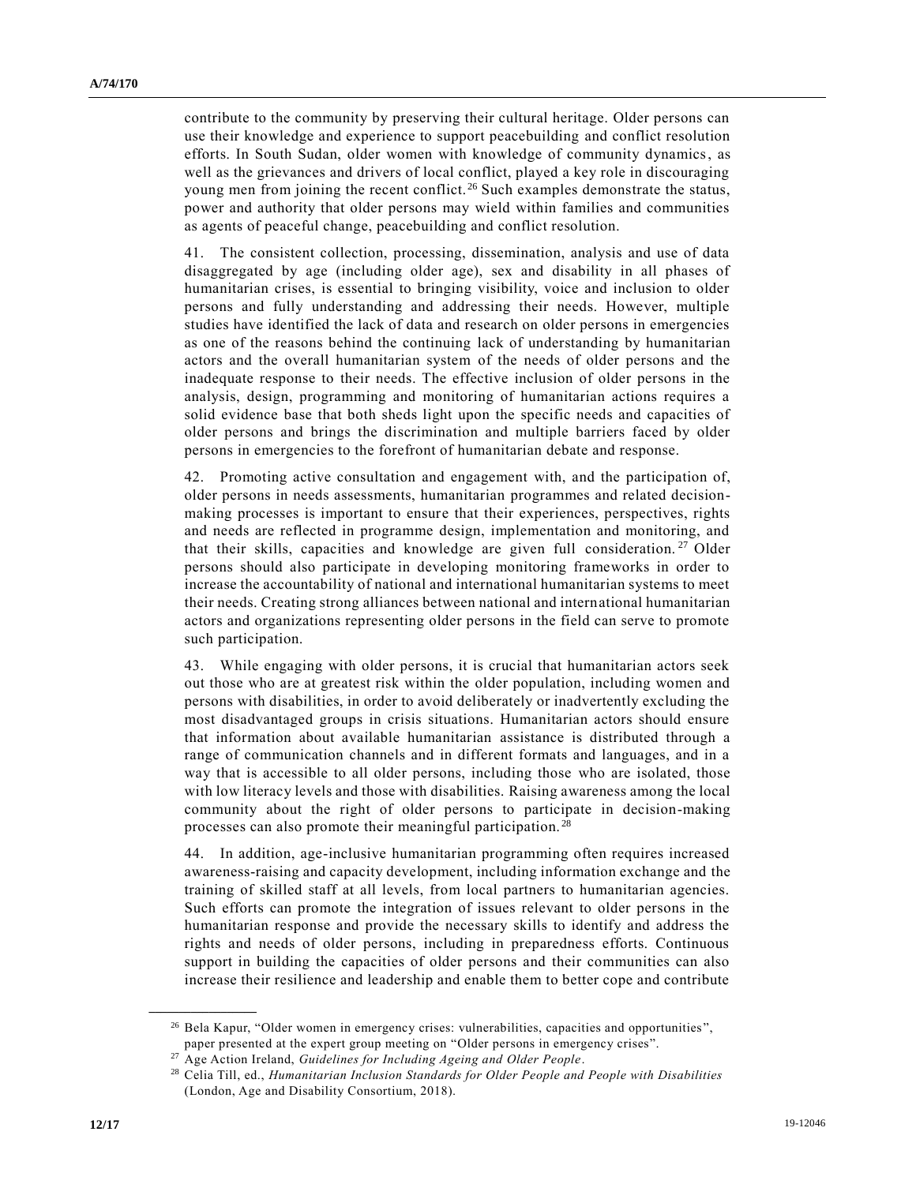contribute to the community by preserving their cultural heritage. Older persons can use their knowledge and experience to support peacebuilding and conflict resolution efforts. In South Sudan, older women with knowledge of community dynamics, as well as the grievances and drivers of local conflict, played a key role in discouraging young men from joining the recent conflict.[26] Such examples demonstrate the status, power and authority that older persons may wield within families and communities as agents of peaceful change, peacebuilding and conflict resolution.

41. The consistent collection, processing, dissemination, analysis and use of data disaggregated by age (including older age), sex and disability in all phases of humanitarian crises, is essential to bringing visibility, voice and inclusion to older persons and fully understanding and addressing their needs. However, multiple studies have identified the lack of data and research on older persons in emergencies as one of the reasons behind the continuing lack of understanding by humanitarian actors and the overall humanitarian system of the needs of older persons and the inadequate response to their needs. The effective inclusion of older persons in the analysis, design, programming and monitoring of humanitarian actions requires a solid evidence base that both sheds light upon the specific needs and capacities of older persons and brings the discrimination and multiple barriers faced by older persons in emergencies to the forefront of humanitarian debate and response.

42. Promoting active consultation and engagement with, and the participation of, older persons in needs assessments, humanitarian programmes and related decision-making processes is important to ensure that their experiences, perspectives, rights and needs are reflected in programme design, implementation and monitoring, and that their skills, capacities and knowledge are given full consideration.[27] Older persons should also participate in developing monitoring frameworks in order to increase the accountability of national and international humanitarian systems to meet their needs. Creating strong alliances between national and international humanitarian actors and organizations representing older persons in the field can serve to promote such participation.

43. While engaging with older persons, it is crucial that humanitarian actors seek out those who are at greatest risk within the older population, including women and persons with disabilities, in order to avoid deliberately or inadvertently excluding the most disadvantaged groups in crisis situations. Humanitarian actors should ensure that information about available humanitarian assistance is distributed through a range of communication channels and in different formats and languages, and in a way that is accessible to all older persons, including those who are isolated, those with low literacy levels and those with disabilities. Raising awareness among the local community about the right of older persons to participate in decision-making processes can also promote their meaningful participation.[28]

44. In addition, age-inclusive humanitarian programming often requires increased awareness-raising and capacity development, including information exchange and the training of skilled staff at all levels, from local partners to humanitarian agencies. Such efforts can promote the integration of issues relevant to older persons in the humanitarian response and provide the necessary skills to identify and address the rights and needs of older persons, including in preparedness efforts. Continuous support in building the capacities of older persons and their communities can also increase their resilience and leadership and enable them to better cope and contribute

---

[26] Bela Kapur, "Older women in emergency crises: vulnerabilities, capacities and opportunities", paper presented at the expert group meeting on "Older persons in emergency crises".

[27] Age Action Ireland, *Guidelines for Including Ageing and Older People*.

[28] Celia Till, ed., *Humanitarian Inclusion Standards for Older People and People with Disabilities* (London, Age and Disability Consortium, 2018).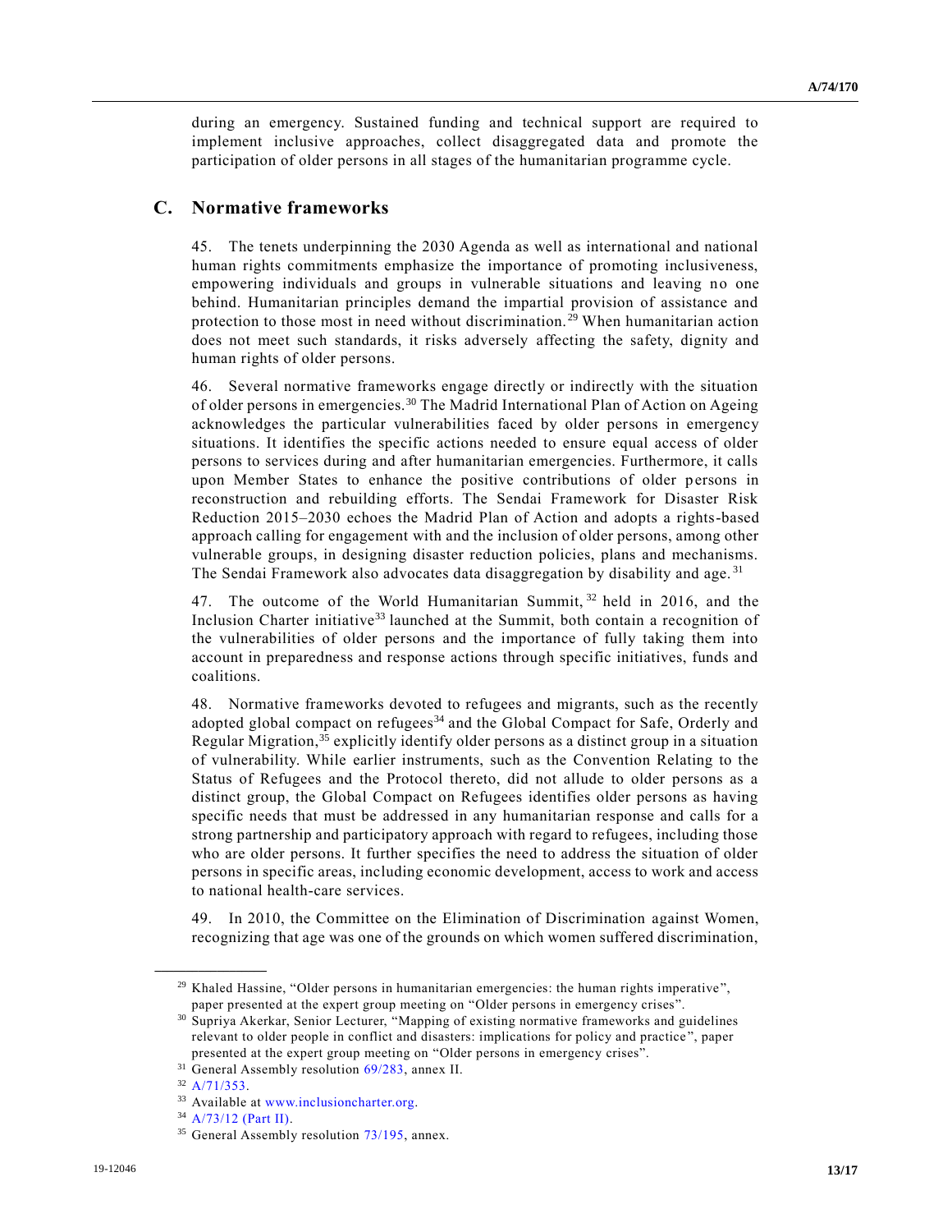during an emergency. Sustained funding and technical support are required to implement inclusive approaches, collect disaggregated data and promote the participation of older persons in all stages of the humanitarian programme cycle.

## C. Normative frameworks

45. The tenets underpinning the 2030 Agenda as well as international and national human rights commitments emphasize the importance of promoting inclusiveness, empowering individuals and groups in vulnerable situations and leaving no one behind. Humanitarian principles demand the impartial provision of assistance and protection to those most in need without discrimination.[29] When humanitarian action does not meet such standards, it risks adversely affecting the safety, dignity and human rights of older persons.

46. Several normative frameworks engage directly or indirectly with the situation of older persons in emergencies.[30] The Madrid International Plan of Action on Ageing acknowledges the particular vulnerabilities faced by older persons in emergency situations. It identifies the specific actions needed to ensure equal access of older persons to services during and after humanitarian emergencies. Furthermore, it calls upon Member States to enhance the positive contributions of older persons in reconstruction and rebuilding efforts. The Sendai Framework for Disaster Risk Reduction 2015–2030 echoes the Madrid Plan of Action and adopts a rights-based approach calling for engagement with and the inclusion of older persons, among other vulnerable groups, in designing disaster reduction policies, plans and mechanisms. The Sendai Framework also advocates data disaggregation by disability and age.[31]

47. The outcome of the World Humanitarian Summit,[32] held in 2016, and the Inclusion Charter initiative[33] launched at the Summit, both contain a recognition of the vulnerabilities of older persons and the importance of fully taking them into account in preparedness and response actions through specific initiatives, funds and coalitions.

48. Normative frameworks devoted to refugees and migrants, such as the recently adopted global compact on refugees[34] and the Global Compact for Safe, Orderly and Regular Migration,[35] explicitly identify older persons as a distinct group in a situation of vulnerability. While earlier instruments, such as the Convention Relating to the Status of Refugees and the Protocol thereto, did not allude to older persons as a distinct group, the Global Compact on Refugees identifies older persons as having specific needs that must be addressed in any humanitarian response and calls for a strong partnership and participatory approach with regard to refugees, including those who are older persons. It further specifies the need to address the situation of older persons in specific areas, including economic development, access to work and access to national health-care services.

49. In 2010, the Committee on the Elimination of Discrimination against Women, recognizing that age was one of the grounds on which women suffered discrimination,

---

[29] Khaled Hassine, "Older persons in humanitarian emergencies: the human rights imperative", paper presented at the expert group meeting on "Older persons in emergency crises".

[30] Supriya Akerkar, Senior Lecturer, "Mapping of existing normative frameworks and guidelines relevant to older people in conflict and disasters: implications for policy and practice", paper presented at the expert group meeting on "Older persons in emergency crises".

[31] General Assembly resolution 69/283, annex II.

[32] A/71/353.

[33] Available at www.inclusioncharter.org.

[34] A/73/12 (Part II).

[35] General Assembly resolution 73/195, annex.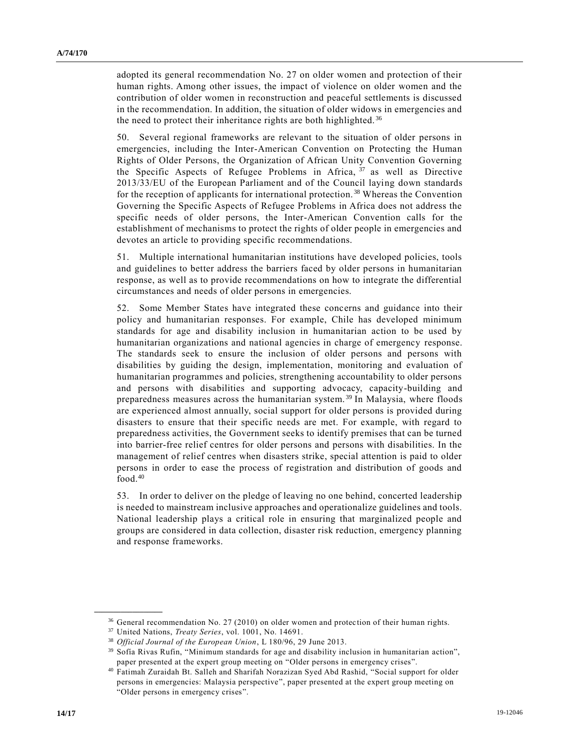adopted its general recommendation No. 27 on older women and protection of their human rights. Among other issues, the impact of violence on older women and the contribution of older women in reconstruction and peaceful settlements is discussed in the recommendation. In addition, the situation of older widows in emergencies and the need to protect their inheritance rights are both highlighted.[36]

50. Several regional frameworks are relevant to the situation of older persons in emergencies, including the Inter-American Convention on Protecting the Human Rights of Older Persons, the Organization of African Unity Convention Governing the Specific Aspects of Refugee Problems in Africa,[37] as well as Directive 2013/33/EU of the European Parliament and of the Council laying down standards for the reception of applicants for international protection.[38] Whereas the Convention Governing the Specific Aspects of Refugee Problems in Africa does not address the specific needs of older persons, the Inter-American Convention calls for the establishment of mechanisms to protect the rights of older people in emergencies and devotes an article to providing specific recommendations.

51. Multiple international humanitarian institutions have developed policies, tools and guidelines to better address the barriers faced by older persons in humanitarian response, as well as to provide recommendations on how to integrate the differential circumstances and needs of older persons in emergencies.

52. Some Member States have integrated these concerns and guidance into their policy and humanitarian responses. For example, Chile has developed minimum standards for age and disability inclusion in humanitarian action to be used by humanitarian organizations and national agencies in charge of emergency response. The standards seek to ensure the inclusion of older persons and persons with disabilities by guiding the design, implementation, monitoring and evaluation of humanitarian programmes and policies, strengthening accountability to older persons and persons with disabilities and supporting advocacy, capacity-building and preparedness measures across the humanitarian system.[39] In Malaysia, where floods are experienced almost annually, social support for older persons is provided during disasters to ensure that their specific needs are met. For example, with regard to preparedness activities, the Government seeks to identify premises that can be turned into barrier-free relief centres for older persons and persons with disabilities. In the management of relief centres when disasters strike, special attention is paid to older persons in order to ease the process of registration and distribution of goods and food.[40]

53. In order to deliver on the pledge of leaving no one behind, concerted leadership is needed to mainstream inclusive approaches and operationalize guidelines and tools. National leadership plays a critical role in ensuring that marginalized people and groups are considered in data collection, disaster risk reduction, emergency planning and response frameworks.

---

[36] General recommendation No. 27 (2010) on older women and protection of their human rights.

[37] United Nations, *Treaty Series*, vol. 1001, No. 14691.

[38] *Official Journal of the European Union*, L 180/96, 29 June 2013.

[39] Sofía Rivas Rufin, "Minimum standards for age and disability inclusion in humanitarian action", paper presented at the expert group meeting on "Older persons in emergency crises".

[40] Fatimah Zuraidah Bt. Salleh and Sharifah Norazizan Syed Abd Rashid, "Social support for older persons in emergencies: Malaysia perspective", paper presented at the expert group meeting on "Older persons in emergency crises".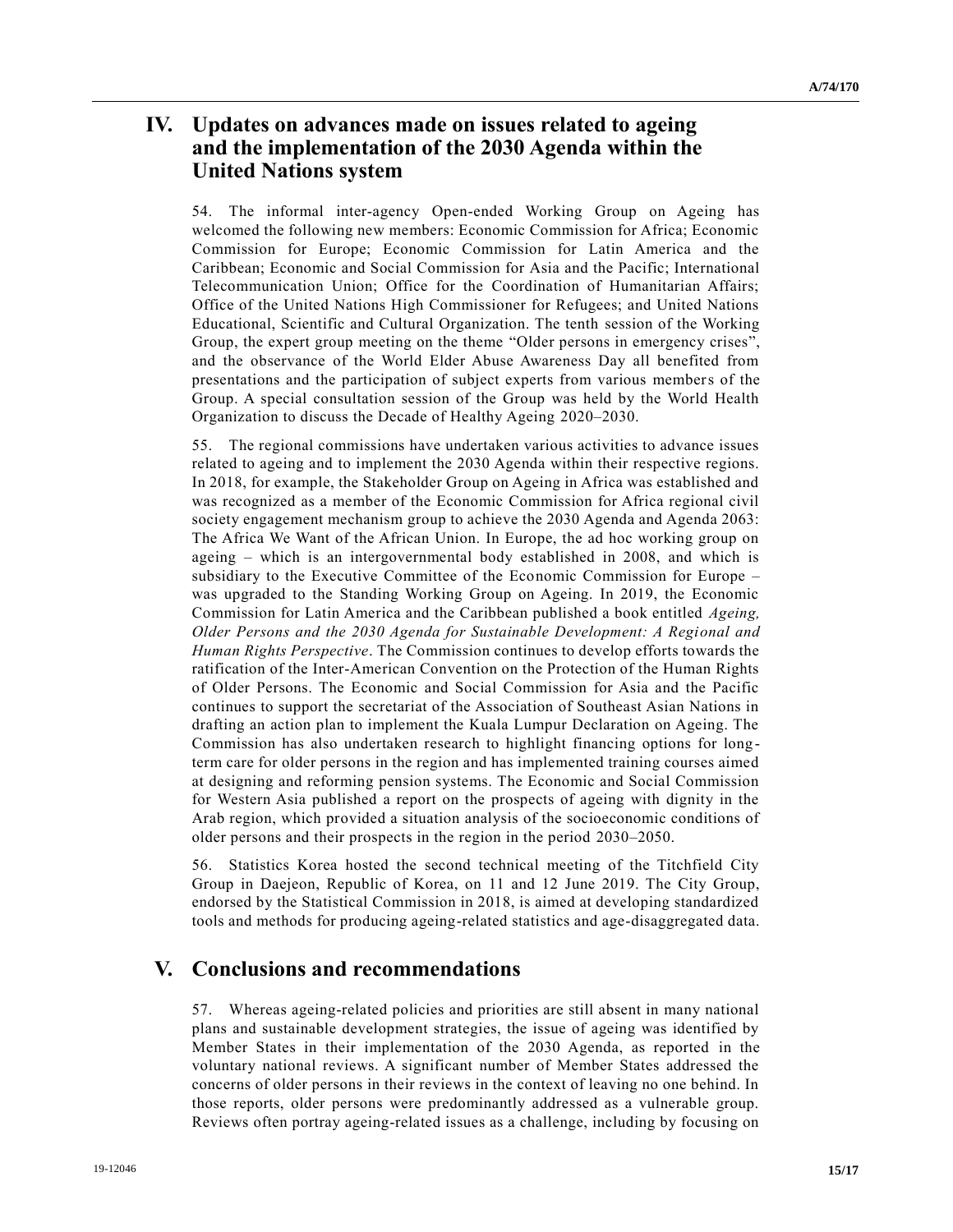## IV. Updates on advances made on issues related to ageing and the implementation of the 2030 Agenda within the United Nations system

54. The informal inter-agency Open-ended Working Group on Ageing has welcomed the following new members: Economic Commission for Africa; Economic Commission for Europe; Economic Commission for Latin America and the Caribbean; Economic and Social Commission for Asia and the Pacific; International Telecommunication Union; Office for the Coordination of Humanitarian Affairs; Office of the United Nations High Commissioner for Refugees; and United Nations Educational, Scientific and Cultural Organization. The tenth session of the Working Group, the expert group meeting on the theme "Older persons in emergency crises", and the observance of the World Elder Abuse Awareness Day all benefited from presentations and the participation of subject experts from various members of the Group. A special consultation session of the Group was held by the World Health Organization to discuss the Decade of Healthy Ageing 2020–2030.

55. The regional commissions have undertaken various activities to advance issues related to ageing and to implement the 2030 Agenda within their respective regions. In 2018, for example, the Stakeholder Group on Ageing in Africa was established and was recognized as a member of the Economic Commission for Africa regional civil society engagement mechanism group to achieve the 2030 Agenda and Agenda 2063: The Africa We Want of the African Union. In Europe, the ad hoc working group on ageing – which is an intergovernmental body established in 2008, and which is subsidiary to the Executive Committee of the Economic Commission for Europe – was upgraded to the Standing Working Group on Ageing. In 2019, the Economic Commission for Latin America and the Caribbean published a book entitled *Ageing, Older Persons and the 2030 Agenda for Sustainable Development: A Regional and Human Rights Perspective*. The Commission continues to develop efforts towards the ratification of the Inter-American Convention on the Protection of the Human Rights of Older Persons. The Economic and Social Commission for Asia and the Pacific continues to support the secretariat of the Association of Southeast Asian Nations in drafting an action plan to implement the Kuala Lumpur Declaration on Ageing. The Commission has also undertaken research to highlight financing options for long-term care for older persons in the region and has implemented training courses aimed at designing and reforming pension systems. The Economic and Social Commission for Western Asia published a report on the prospects of ageing with dignity in the Arab region, which provided a situation analysis of the socioeconomic conditions of older persons and their prospects in the region in the period 2030–2050.

56. Statistics Korea hosted the second technical meeting of the Titchfield City Group in Daejeon, Republic of Korea, on 11 and 12 June 2019. The City Group, endorsed by the Statistical Commission in 2018, is aimed at developing standardized tools and methods for producing ageing-related statistics and age-disaggregated data.

## V. Conclusions and recommendations

57. Whereas ageing-related policies and priorities are still absent in many national plans and sustainable development strategies, the issue of ageing was identified by Member States in their implementation of the 2030 Agenda, as reported in the voluntary national reviews. A significant number of Member States addressed the concerns of older persons in their reviews in the context of leaving no one behind. In those reports, older persons were predominantly addressed as a vulnerable group. Reviews often portray ageing-related issues as a challenge, including by focusing on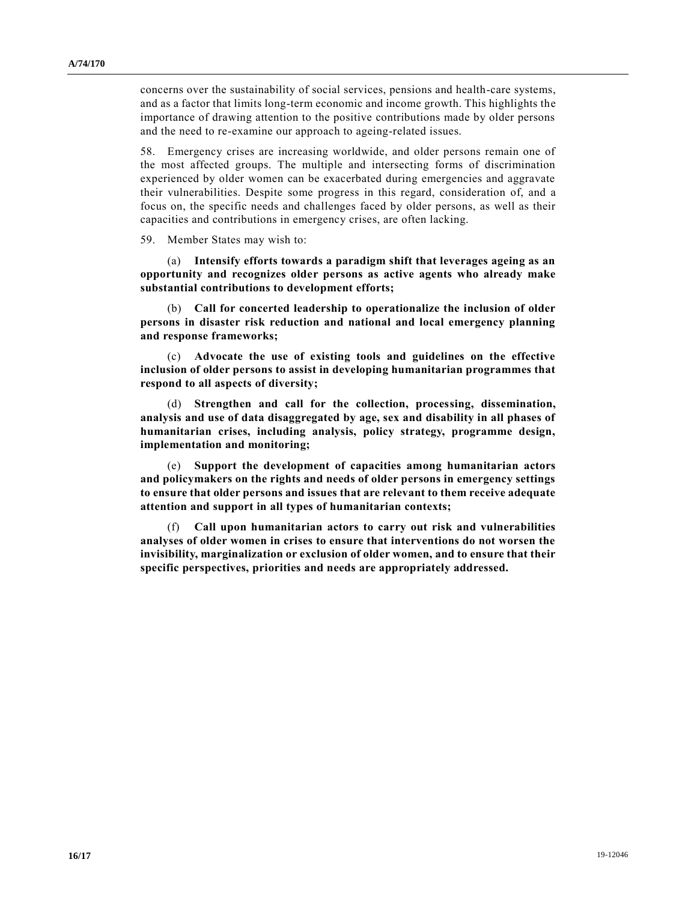concerns over the sustainability of social services, pensions and health-care systems, and as a factor that limits long-term economic and income growth. This highlights the importance of drawing attention to the positive contributions made by older persons and the need to re-examine our approach to ageing-related issues.

58. Emergency crises are increasing worldwide, and older persons remain one of the most affected groups. The multiple and intersecting forms of discrimination experienced by older women can be exacerbated during emergencies and aggravate their vulnerabilities. Despite some progress in this regard, consideration of, and a focus on, the specific needs and challenges faced by older persons, as well as their capacities and contributions in emergency crises, are often lacking.

59. Member States may wish to:

(a) **Intensify efforts towards a paradigm shift that leverages ageing as an opportunity and recognizes older persons as active agents who already make substantial contributions to development efforts;**

(b) **Call for concerted leadership to operationalize the inclusion of older persons in disaster risk reduction and national and local emergency planning and response frameworks;**

(c) **Advocate the use of existing tools and guidelines on the effective inclusion of older persons to assist in developing humanitarian programmes that respond to all aspects of diversity;**

(d) **Strengthen and call for the collection, processing, dissemination, analysis and use of data disaggregated by age, sex and disability in all phases of humanitarian crises, including analysis, policy strategy, programme design, implementation and monitoring;**

(e) **Support the development of capacities among humanitarian actors and policymakers on the rights and needs of older persons in emergency settings to ensure that older persons and issues that are relevant to them receive adequate attention and support in all types of humanitarian contexts;**

(f) **Call upon humanitarian actors to carry out risk and vulnerabilities analyses of older women in crises to ensure that interventions do not worsen the invisibility, marginalization or exclusion of older women, and to ensure that their specific perspectives, priorities and needs are appropriately addressed.**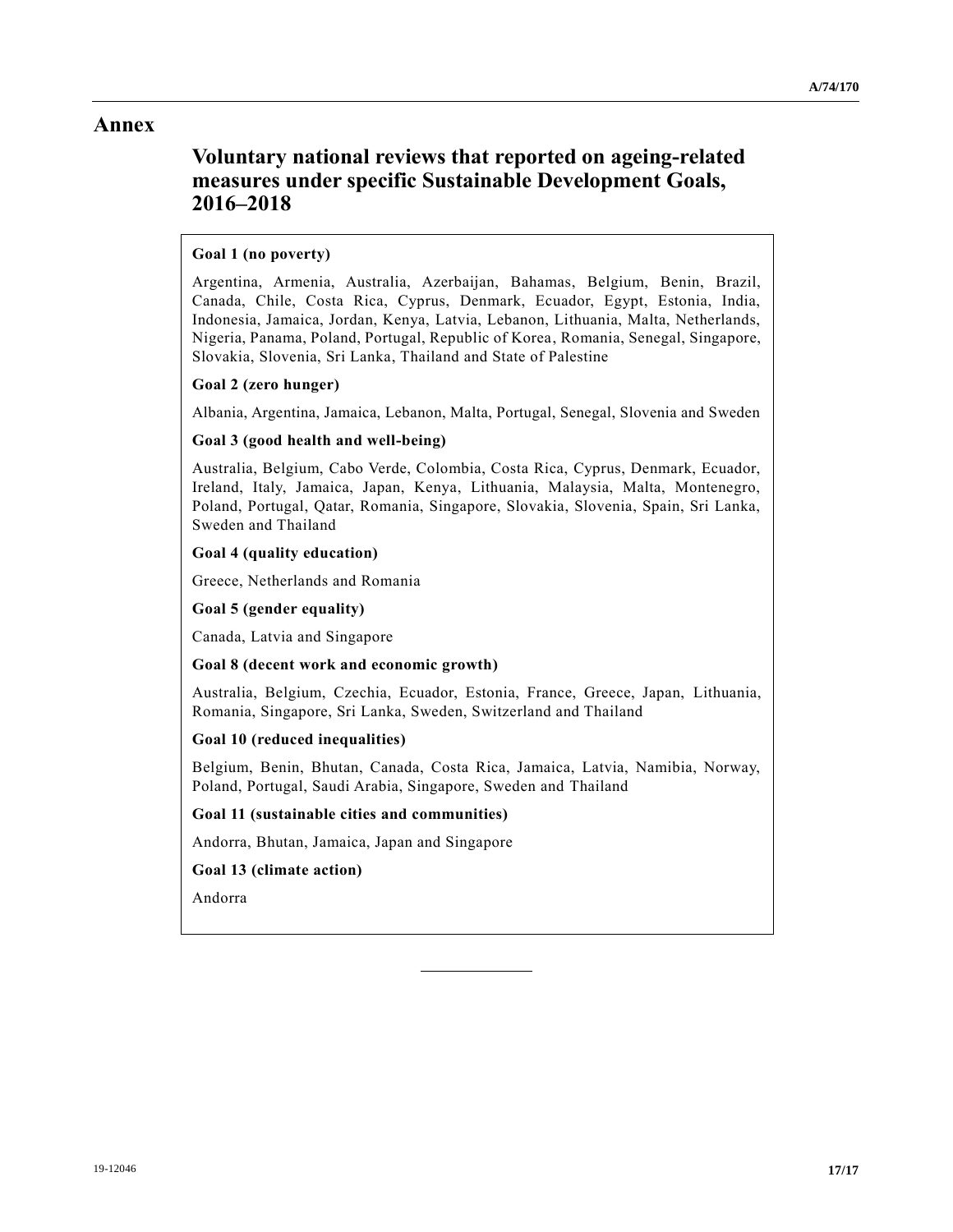# Annex

## Voluntary national reviews that reported on ageing-related measures under specific Sustainable Development Goals, 2016–2018

**Goal 1 (no poverty)**

Argentina, Armenia, Australia, Azerbaijan, Bahamas, Belgium, Benin, Brazil, Canada, Chile, Costa Rica, Cyprus, Denmark, Ecuador, Egypt, Estonia, India, Indonesia, Jamaica, Jordan, Kenya, Latvia, Lebanon, Lithuania, Malta, Netherlands, Nigeria, Panama, Poland, Portugal, Republic of Korea, Romania, Senegal, Singapore, Slovakia, Slovenia, Sri Lanka, Thailand and State of Palestine

**Goal 2 (zero hunger)**

Albania, Argentina, Jamaica, Lebanon, Malta, Portugal, Senegal, Slovenia and Sweden

**Goal 3 (good health and well-being)**

Australia, Belgium, Cabo Verde, Colombia, Costa Rica, Cyprus, Denmark, Ecuador, Ireland, Italy, Jamaica, Japan, Kenya, Lithuania, Malaysia, Malta, Montenegro, Poland, Portugal, Qatar, Romania, Singapore, Slovakia, Slovenia, Spain, Sri Lanka, Sweden and Thailand

**Goal 4 (quality education)**

Greece, Netherlands and Romania

**Goal 5 (gender equality)**

Canada, Latvia and Singapore

**Goal 8 (decent work and economic growth)**

Australia, Belgium, Czechia, Ecuador, Estonia, France, Greece, Japan, Lithuania, Romania, Singapore, Sri Lanka, Sweden, Switzerland and Thailand

**Goal 10 (reduced inequalities)**

Belgium, Benin, Bhutan, Canada, Costa Rica, Jamaica, Latvia, Namibia, Norway, Poland, Portugal, Saudi Arabia, Singapore, Sweden and Thailand

**Goal 11 (sustainable cities and communities)**

Andorra, Bhutan, Jamaica, Japan and Singapore

**Goal 13 (climate action)**

Andorra